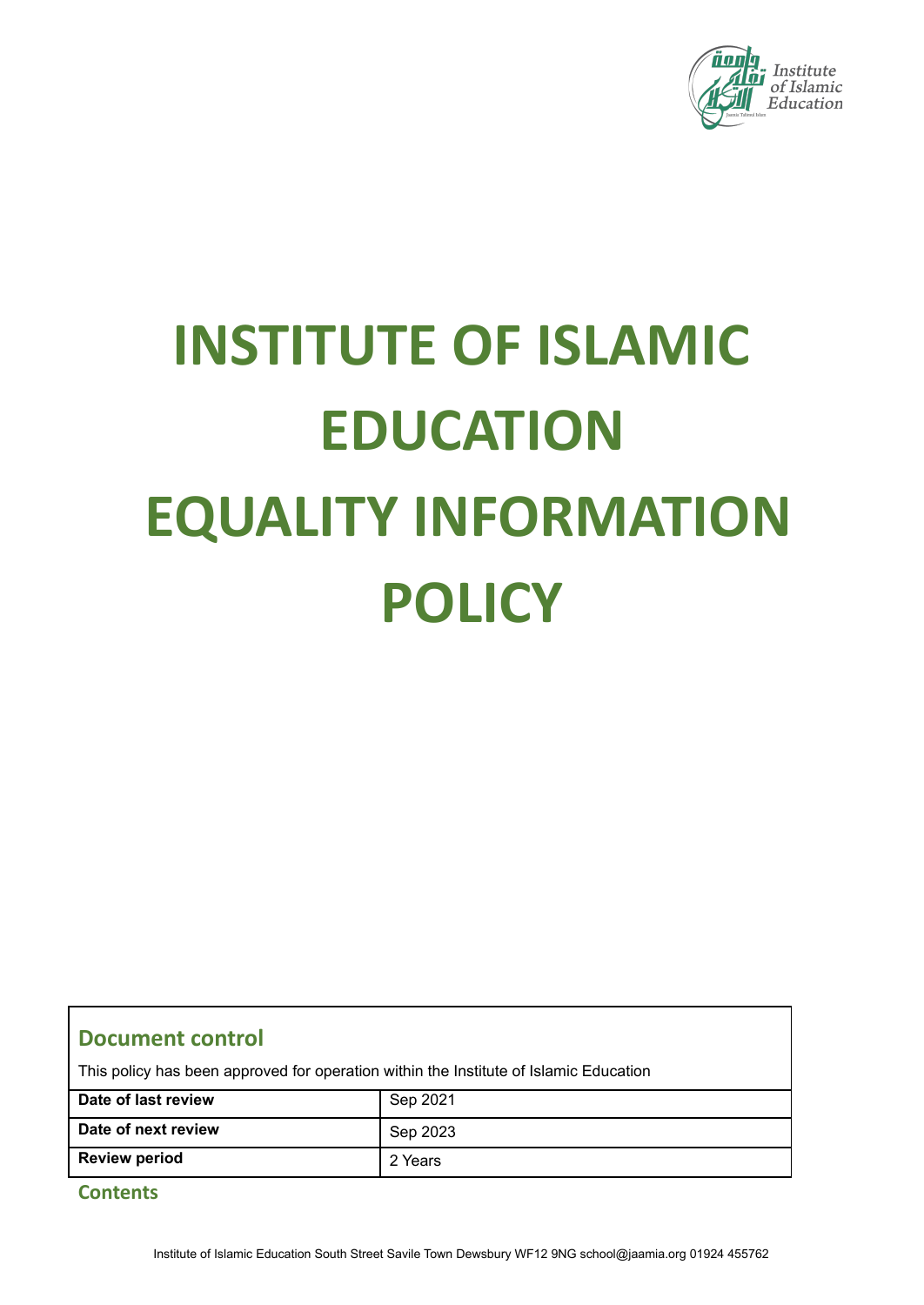# INSTITUTE OF ISLAMIC EDUCATION EQUALITY INFORMATION POLICY

## Document control

This policy has been approved for operation within the Institute of Islamic Education

| Date of last review | Sep 2021 |
| --- | --- |
| Date of next review | Sep 2023 |
| Review period | 2 Years |

## Contents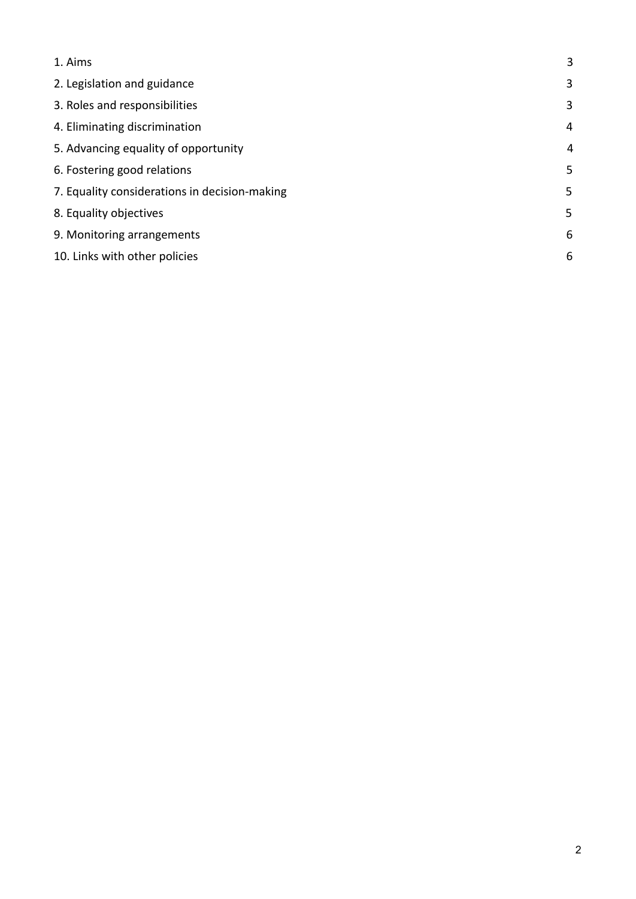| | |
|---|---|
| 1. Aims | 3 |
| 2. Legislation and guidance | 3 |
| 3. Roles and responsibilities | 3 |
| 4. Eliminating discrimination | 4 |
| 5. Advancing equality of opportunity | 4 |
| 6. Fostering good relations | 5 |
| 7. Equality considerations in decision-making | 5 |
| 8. Equality objectives | 5 |
| 9. Monitoring arrangements | 6 |
| 10. Links with other policies | 6 |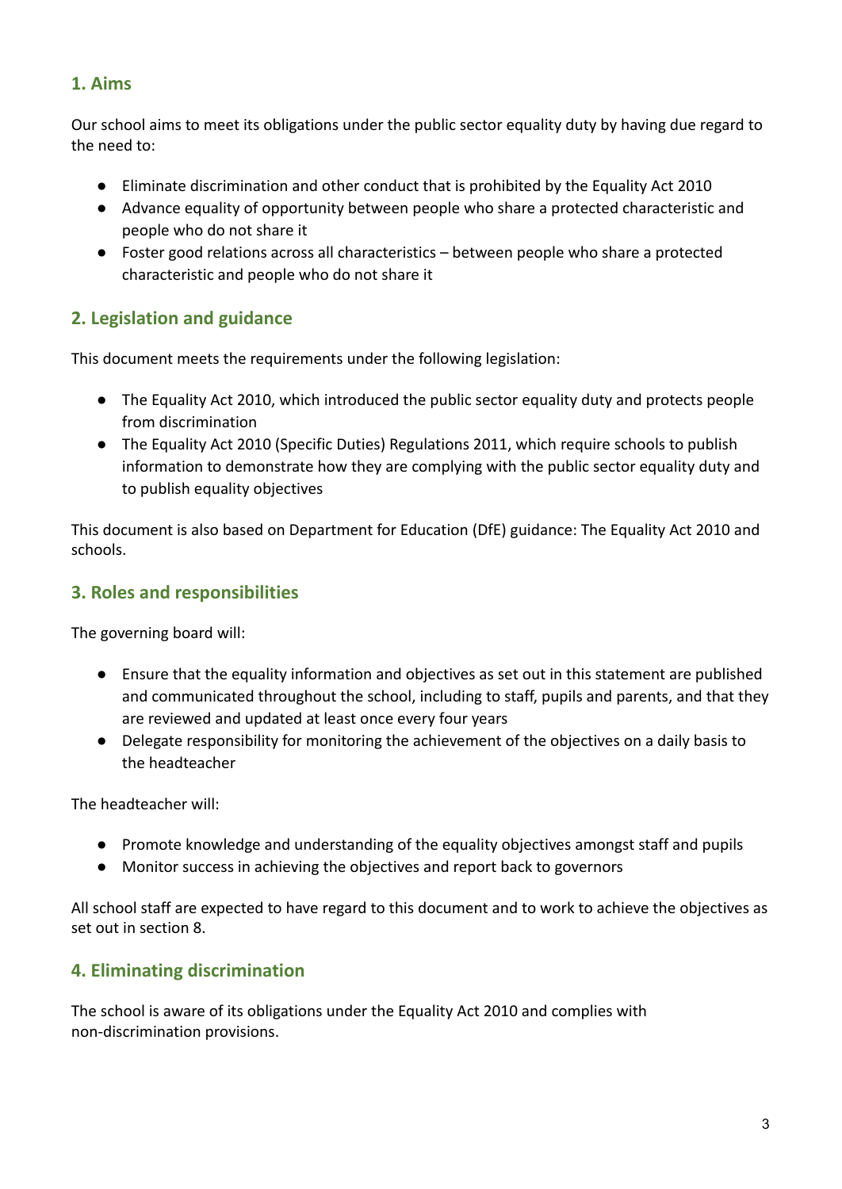## 1. Aims

Our school aims to meet its obligations under the public sector equality duty by having due regard to the need to:

- Eliminate discrimination and other conduct that is prohibited by the Equality Act 2010
- Advance equality of opportunity between people who share a protected characteristic and people who do not share it
- Foster good relations across all characteristics – between people who share a protected characteristic and people who do not share it

## 2. Legislation and guidance

This document meets the requirements under the following legislation:

- The Equality Act 2010, which introduced the public sector equality duty and protects people from discrimination
- The Equality Act 2010 (Specific Duties) Regulations 2011, which require schools to publish information to demonstrate how they are complying with the public sector equality duty and to publish equality objectives

This document is also based on Department for Education (DfE) guidance: The Equality Act 2010 and schools.

## 3. Roles and responsibilities

The governing board will:

- Ensure that the equality information and objectives as set out in this statement are published and communicated throughout the school, including to staff, pupils and parents, and that they are reviewed and updated at least once every four years
- Delegate responsibility for monitoring the achievement of the objectives on a daily basis to the headteacher

The headteacher will:

- Promote knowledge and understanding of the equality objectives amongst staff and pupils
- Monitor success in achieving the objectives and report back to governors

All school staff are expected to have regard to this document and to work to achieve the objectives as set out in section 8.

## 4. Eliminating discrimination

The school is aware of its obligations under the Equality Act 2010 and complies with non-discrimination provisions.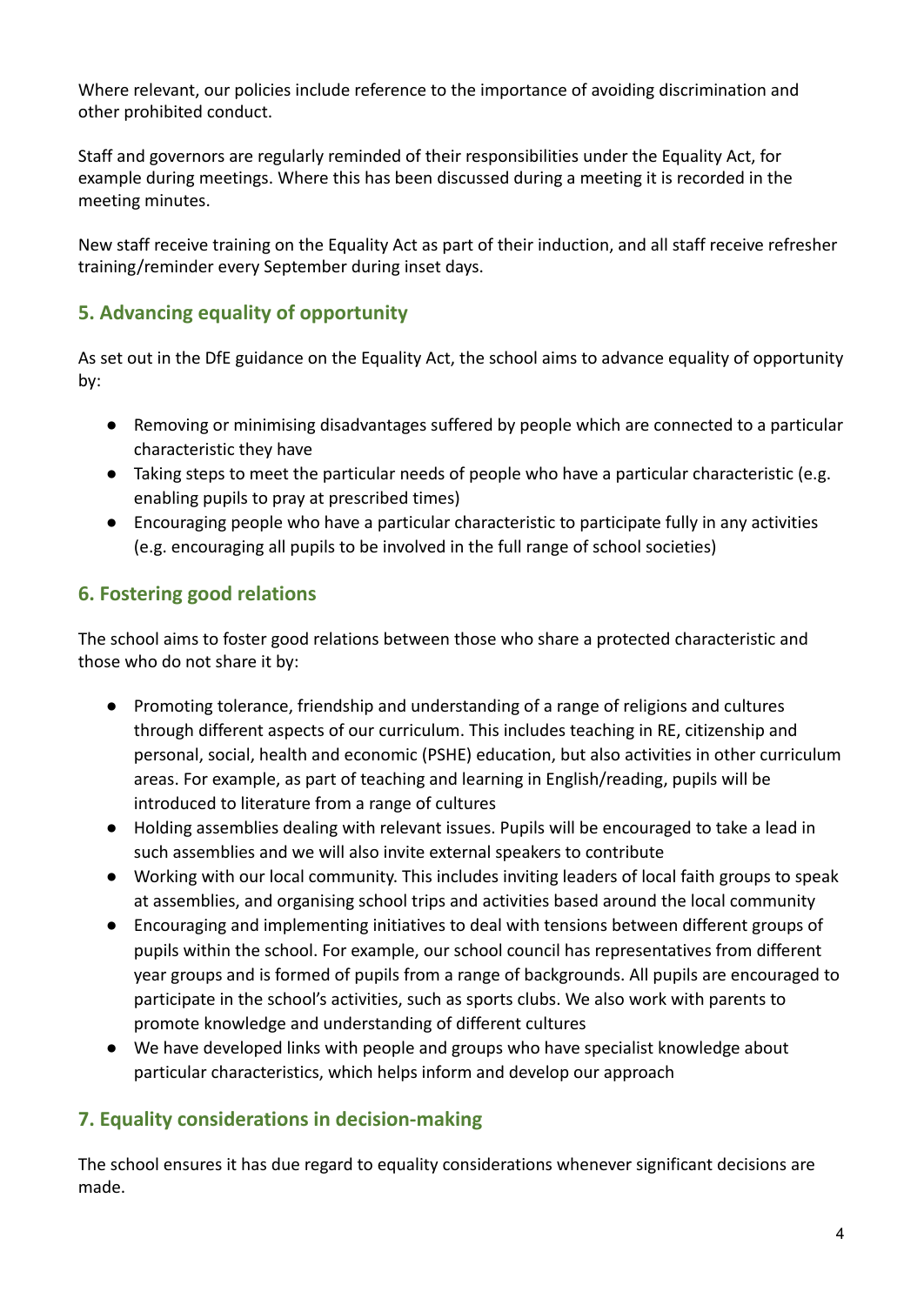Where relevant, our policies include reference to the importance of avoiding discrimination and other prohibited conduct.

Staff and governors are regularly reminded of their responsibilities under the Equality Act, for example during meetings. Where this has been discussed during a meeting it is recorded in the meeting minutes.

New staff receive training on the Equality Act as part of their induction, and all staff receive refresher training/reminder every September during inset days.

## 5. Advancing equality of opportunity

As set out in the DfE guidance on the Equality Act, the school aims to advance equality of opportunity by:

- Removing or minimising disadvantages suffered by people which are connected to a particular characteristic they have
- Taking steps to meet the particular needs of people who have a particular characteristic (e.g. enabling pupils to pray at prescribed times)
- Encouraging people who have a particular characteristic to participate fully in any activities (e.g. encouraging all pupils to be involved in the full range of school societies)

## 6. Fostering good relations

The school aims to foster good relations between those who share a protected characteristic and those who do not share it by:

- Promoting tolerance, friendship and understanding of a range of religions and cultures through different aspects of our curriculum. This includes teaching in RE, citizenship and personal, social, health and economic (PSHE) education, but also activities in other curriculum areas. For example, as part of teaching and learning in English/reading, pupils will be introduced to literature from a range of cultures
- Holding assemblies dealing with relevant issues. Pupils will be encouraged to take a lead in such assemblies and we will also invite external speakers to contribute
- Working with our local community. This includes inviting leaders of local faith groups to speak at assemblies, and organising school trips and activities based around the local community
- Encouraging and implementing initiatives to deal with tensions between different groups of pupils within the school. For example, our school council has representatives from different year groups and is formed of pupils from a range of backgrounds. All pupils are encouraged to participate in the school's activities, such as sports clubs. We also work with parents to promote knowledge and understanding of different cultures
- We have developed links with people and groups who have specialist knowledge about particular characteristics, which helps inform and develop our approach

## 7. Equality considerations in decision-making

The school ensures it has due regard to equality considerations whenever significant decisions are made.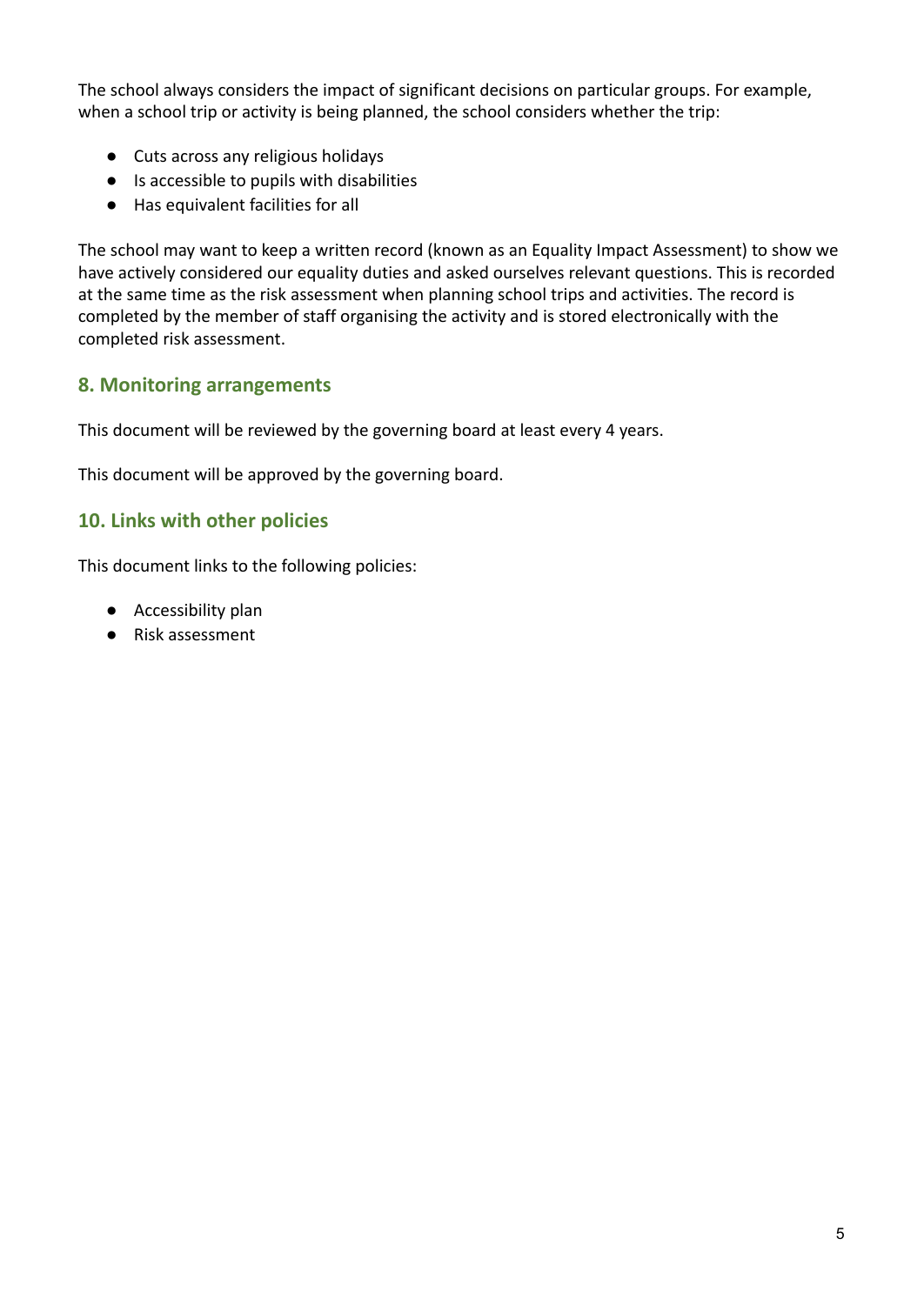The school always considers the impact of significant decisions on particular groups. For example, when a school trip or activity is being planned, the school considers whether the trip:

- Cuts across any religious holidays
- Is accessible to pupils with disabilities
- Has equivalent facilities for all

The school may want to keep a written record (known as an Equality Impact Assessment) to show we have actively considered our equality duties and asked ourselves relevant questions. This is recorded at the same time as the risk assessment when planning school trips and activities. The record is completed by the member of staff organising the activity and is stored electronically with the completed risk assessment.

## 8. Monitoring arrangements

This document will be reviewed by the governing board at least every 4 years.

This document will be approved by the governing board.

## 10. Links with other policies

This document links to the following policies:

- Accessibility plan
- Risk assessment